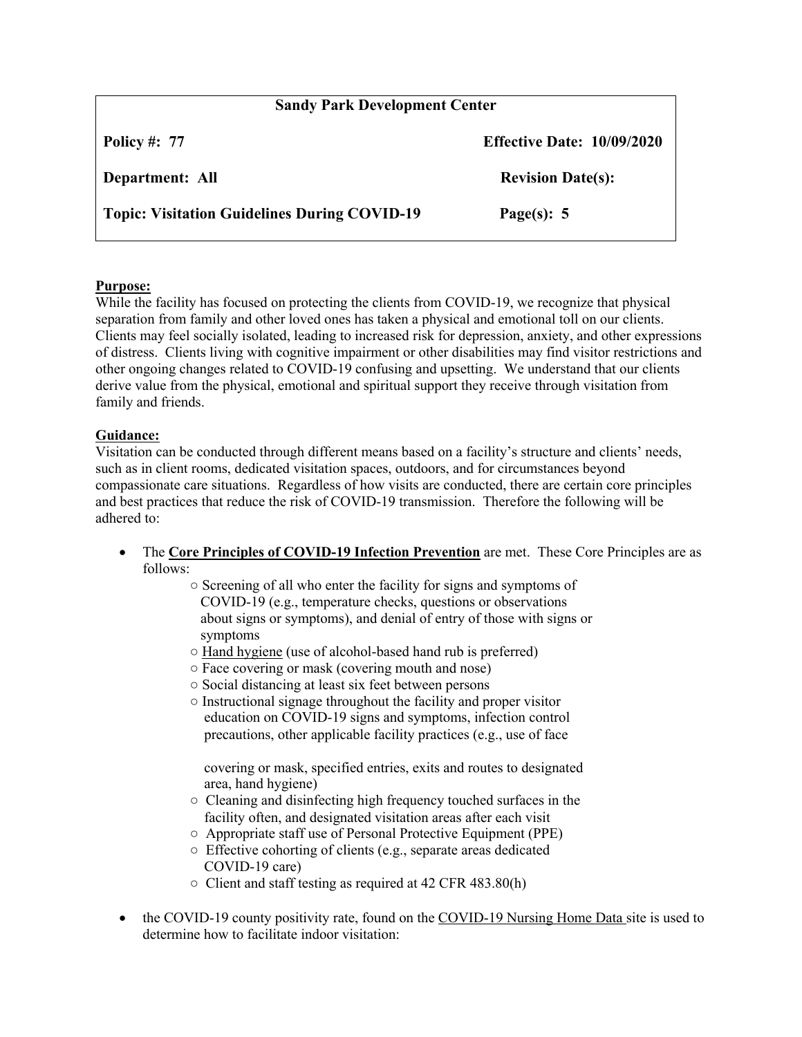| Sandy Park Development Center | |
|---|---|
| **Policy #: 77** | **Effective Date: 10/09/2020** |
| **Department: All** | **Revision Date(s):** |
| **Topic: Visitation Guidelines During COVID-19** | **Page(s): 5** |

**Purpose:**

While the facility has focused on protecting the clients from COVID-19, we recognize that physical separation from family and other loved ones has taken a physical and emotional toll on our clients. Clients may feel socially isolated, leading to increased risk for depression, anxiety, and other expressions of distress. Clients living with cognitive impairment or other disabilities may find visitor restrictions and other ongoing changes related to COVID-19 confusing and upsetting. We understand that our clients derive value from the physical, emotional and spiritual support they receive through visitation from family and friends.

**Guidance:**

Visitation can be conducted through different means based on a facility's structure and clients' needs, such as in client rooms, dedicated visitation spaces, outdoors, and for circumstances beyond compassionate care situations. Regardless of how visits are conducted, there are certain core principles and best practices that reduce the risk of COVID-19 transmission. Therefore the following will be adhered to:

- The **Core Principles of COVID-19 Infection Prevention** are met. These Core Principles are as follows:
  - Screening of all who enter the facility for signs and symptoms of COVID-19 (e.g., temperature checks, questions or observations about signs or symptoms), and denial of entry of those with signs or symptoms
  - Hand hygiene (use of alcohol-based hand rub is preferred)
  - Face covering or mask (covering mouth and nose)
  - Social distancing at least six feet between persons
  - Instructional signage throughout the facility and proper visitor education on COVID-19 signs and symptoms, infection control precautions, other applicable facility practices (e.g., use of face covering or mask, specified entries, exits and routes to designated area, hand hygiene)
  - Cleaning and disinfecting high frequency touched surfaces in the facility often, and designated visitation areas after each visit
  - Appropriate staff use of Personal Protective Equipment (PPE)
  - Effective cohorting of clients (e.g., separate areas dedicated COVID-19 care)
  - Client and staff testing as required at 42 CFR 483.80(h)
- the COVID-19 county positivity rate, found on the COVID-19 Nursing Home Data site is used to determine how to facilitate indoor visitation: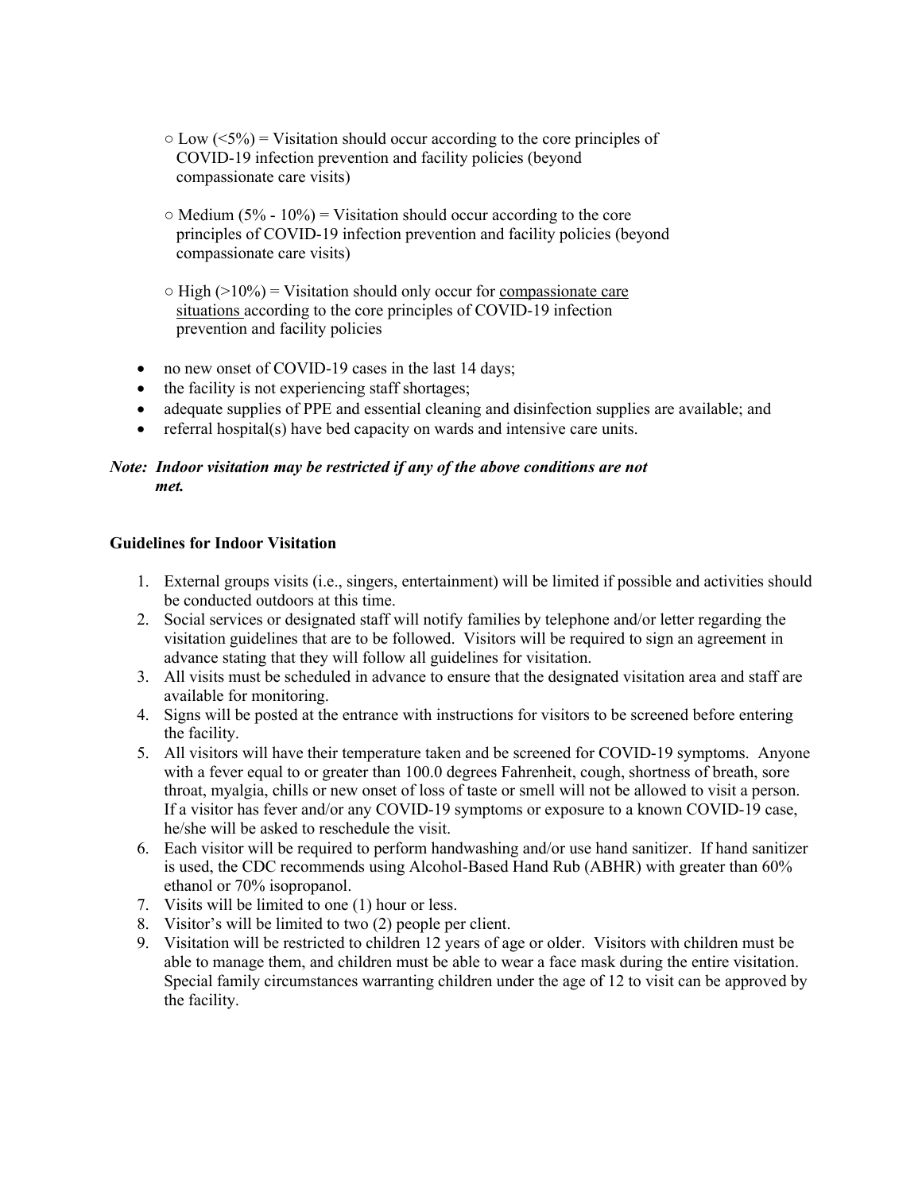- ○ Low (<5%) = Visitation should occur according to the core principles of COVID-19 infection prevention and facility policies (beyond compassionate care visits)
- ○ Medium (5% - 10%) = Visitation should occur according to the core principles of COVID-19 infection prevention and facility policies (beyond compassionate care visits)
- ○ High (>10%) = Visitation should only occur for compassionate care situations according to the core principles of COVID-19 infection prevention and facility policies

- no new onset of COVID-19 cases in the last 14 days;
- the facility is not experiencing staff shortages;
- adequate supplies of PPE and essential cleaning and disinfection supplies are available; and
- referral hospital(s) have bed capacity on wards and intensive care units.

***Note: Indoor visitation may be restricted if any of the above conditions are not met.***

**Guidelines for Indoor Visitation**

1. External groups visits (i.e., singers, entertainment) will be limited if possible and activities should be conducted outdoors at this time.
2. Social services or designated staff will notify families by telephone and/or letter regarding the visitation guidelines that are to be followed. Visitors will be required to sign an agreement in advance stating that they will follow all guidelines for visitation.
3. All visits must be scheduled in advance to ensure that the designated visitation area and staff are available for monitoring.
4. Signs will be posted at the entrance with instructions for visitors to be screened before entering the facility.
5. All visitors will have their temperature taken and be screened for COVID-19 symptoms. Anyone with a fever equal to or greater than 100.0 degrees Fahrenheit, cough, shortness of breath, sore throat, myalgia, chills or new onset of loss of taste or smell will not be allowed to visit a person. If a visitor has fever and/or any COVID-19 symptoms or exposure to a known COVID-19 case, he/she will be asked to reschedule the visit.
6. Each visitor will be required to perform handwashing and/or use hand sanitizer. If hand sanitizer is used, the CDC recommends using Alcohol-Based Hand Rub (ABHR) with greater than 60% ethanol or 70% isopropanol.
7. Visits will be limited to one (1) hour or less.
8. Visitor's will be limited to two (2) people per client.
9. Visitation will be restricted to children 12 years of age or older. Visitors with children must be able to manage them, and children must be able to wear a face mask during the entire visitation. Special family circumstances warranting children under the age of 12 to visit can be approved by the facility.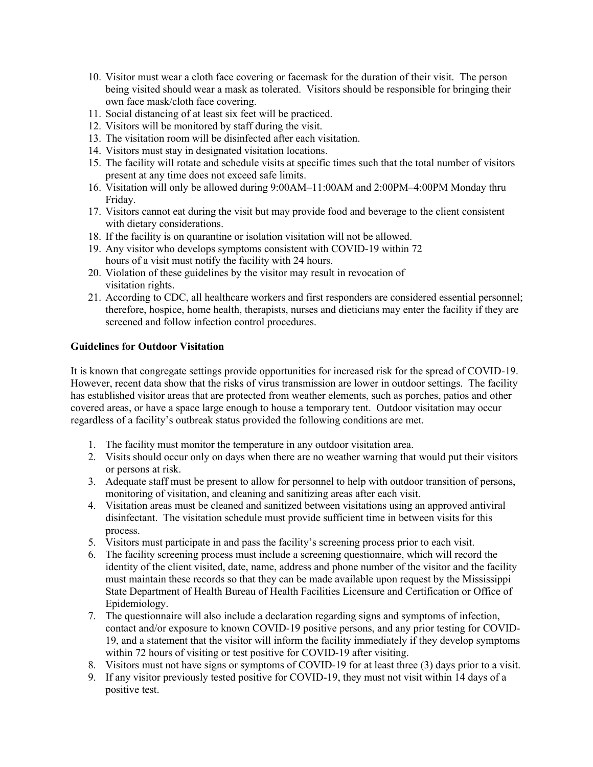10. Visitor must wear a cloth face covering or facemask for the duration of their visit. The person being visited should wear a mask as tolerated. Visitors should be responsible for bringing their own face mask/cloth face covering.
11. Social distancing of at least six feet will be practiced.
12. Visitors will be monitored by staff during the visit.
13. The visitation room will be disinfected after each visitation.
14. Visitors must stay in designated visitation locations.
15. The facility will rotate and schedule visits at specific times such that the total number of visitors present at any time does not exceed safe limits.
16. Visitation will only be allowed during 9:00AM–11:00AM and 2:00PM–4:00PM Monday thru Friday.
17. Visitors cannot eat during the visit but may provide food and beverage to the client consistent with dietary considerations.
18. If the facility is on quarantine or isolation visitation will not be allowed.
19. Any visitor who develops symptoms consistent with COVID-19 within 72 hours of a visit must notify the facility with 24 hours.
20. Violation of these guidelines by the visitor may result in revocation of visitation rights.
21. According to CDC, all healthcare workers and first responders are considered essential personnel; therefore, hospice, home health, therapists, nurses and dieticians may enter the facility if they are screened and follow infection control procedures.

**Guidelines for Outdoor Visitation**

It is known that congregate settings provide opportunities for increased risk for the spread of COVID-19. However, recent data show that the risks of virus transmission are lower in outdoor settings. The facility has established visitor areas that are protected from weather elements, such as porches, patios and other covered areas, or have a space large enough to house a temporary tent. Outdoor visitation may occur regardless of a facility's outbreak status provided the following conditions are met.

1. The facility must monitor the temperature in any outdoor visitation area.
2. Visits should occur only on days when there are no weather warning that would put their visitors or persons at risk.
3. Adequate staff must be present to allow for personnel to help with outdoor transition of persons, monitoring of visitation, and cleaning and sanitizing areas after each visit.
4. Visitation areas must be cleaned and sanitized between visitations using an approved antiviral disinfectant. The visitation schedule must provide sufficient time in between visits for this process.
5. Visitors must participate in and pass the facility's screening process prior to each visit.
6. The facility screening process must include a screening questionnaire, which will record the identity of the client visited, date, name, address and phone number of the visitor and the facility must maintain these records so that they can be made available upon request by the Mississippi State Department of Health Bureau of Health Facilities Licensure and Certification or Office of Epidemiology.
7. The questionnaire will also include a declaration regarding signs and symptoms of infection, contact and/or exposure to known COVID-19 positive persons, and any prior testing for COVID-19, and a statement that the visitor will inform the facility immediately if they develop symptoms within 72 hours of visiting or test positive for COVID-19 after visiting.
8. Visitors must not have signs or symptoms of COVID-19 for at least three (3) days prior to a visit.
9. If any visitor previously tested positive for COVID-19, they must not visit within 14 days of a positive test.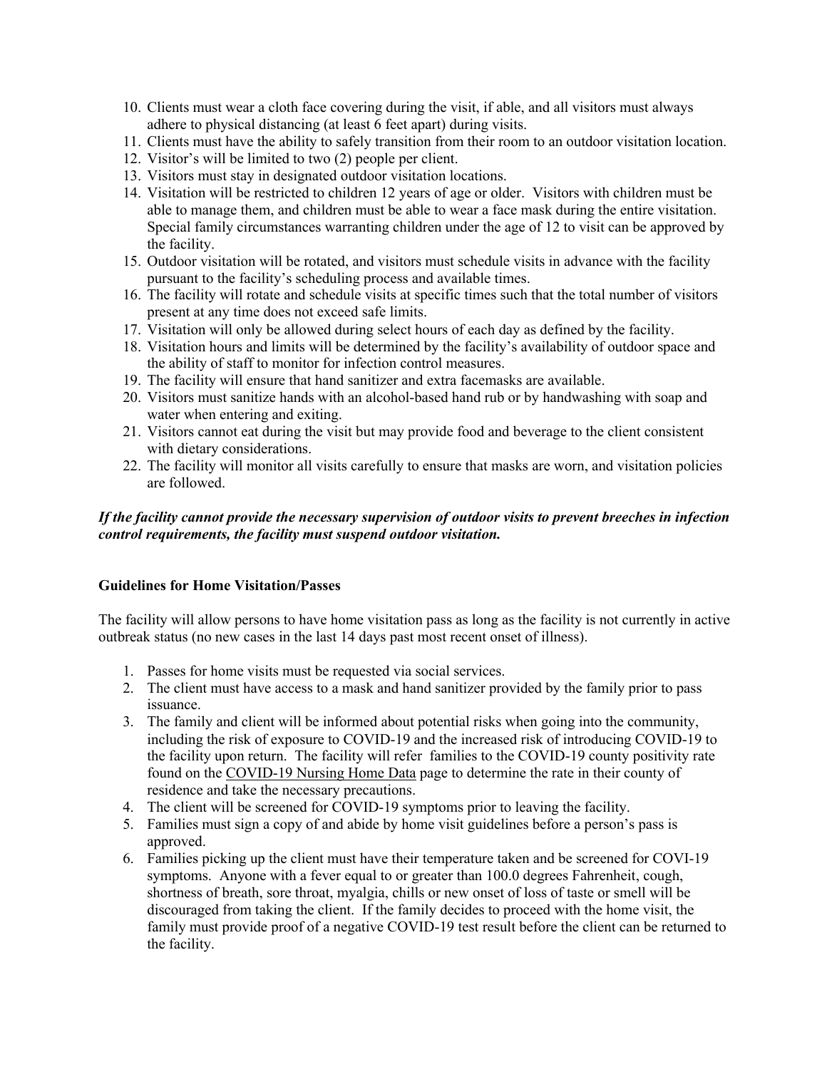10. Clients must wear a cloth face covering during the visit, if able, and all visitors must always adhere to physical distancing (at least 6 feet apart) during visits.
11. Clients must have the ability to safely transition from their room to an outdoor visitation location.
12. Visitor's will be limited to two (2) people per client.
13. Visitors must stay in designated outdoor visitation locations.
14. Visitation will be restricted to children 12 years of age or older. Visitors with children must be able to manage them, and children must be able to wear a face mask during the entire visitation. Special family circumstances warranting children under the age of 12 to visit can be approved by the facility.
15. Outdoor visitation will be rotated, and visitors must schedule visits in advance with the facility pursuant to the facility's scheduling process and available times.
16. The facility will rotate and schedule visits at specific times such that the total number of visitors present at any time does not exceed safe limits.
17. Visitation will only be allowed during select hours of each day as defined by the facility.
18. Visitation hours and limits will be determined by the facility's availability of outdoor space and the ability of staff to monitor for infection control measures.
19. The facility will ensure that hand sanitizer and extra facemasks are available.
20. Visitors must sanitize hands with an alcohol-based hand rub or by handwashing with soap and water when entering and exiting.
21. Visitors cannot eat during the visit but may provide food and beverage to the client consistent with dietary considerations.
22. The facility will monitor all visits carefully to ensure that masks are worn, and visitation policies are followed.

***If the facility cannot provide the necessary supervision of outdoor visits to prevent breeches in infection control requirements, the facility must suspend outdoor visitation.***

**Guidelines for Home Visitation/Passes**

The facility will allow persons to have home visitation pass as long as the facility is not currently in active outbreak status (no new cases in the last 14 days past most recent onset of illness).

1. Passes for home visits must be requested via social services.
2. The client must have access to a mask and hand sanitizer provided by the family prior to pass issuance.
3. The family and client will be informed about potential risks when going into the community, including the risk of exposure to COVID-19 and the increased risk of introducing COVID-19 to the facility upon return. The facility will refer families to the COVID-19 county positivity rate found on the COVID-19 Nursing Home Data page to determine the rate in their county of residence and take the necessary precautions.
4. The client will be screened for COVID-19 symptoms prior to leaving the facility.
5. Families must sign a copy of and abide by home visit guidelines before a person's pass is approved.
6. Families picking up the client must have their temperature taken and be screened for COVI-19 symptoms. Anyone with a fever equal to or greater than 100.0 degrees Fahrenheit, cough, shortness of breath, sore throat, myalgia, chills or new onset of loss of taste or smell will be discouraged from taking the client. If the family decides to proceed with the home visit, the family must provide proof of a negative COVID-19 test result before the client can be returned to the facility.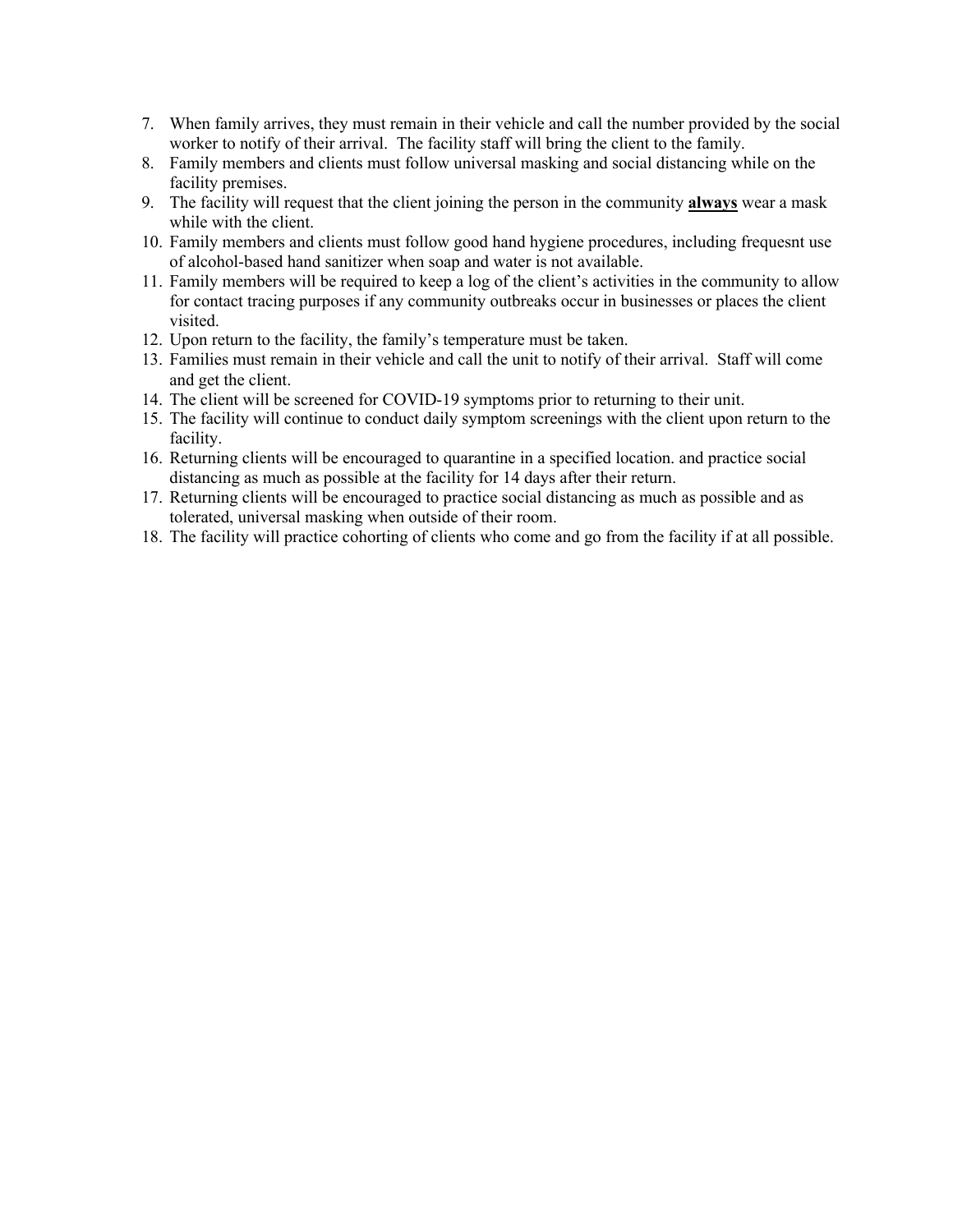7. When family arrives, they must remain in their vehicle and call the number provided by the social worker to notify of their arrival. The facility staff will bring the client to the family.
8. Family members and clients must follow universal masking and social distancing while on the facility premises.
9. The facility will request that the client joining the person in the community **always** wear a mask while with the client.
10. Family members and clients must follow good hand hygiene procedures, including frequesnt use of alcohol-based hand sanitizer when soap and water is not available.
11. Family members will be required to keep a log of the client's activities in the community to allow for contact tracing purposes if any community outbreaks occur in businesses or places the client visited.
12. Upon return to the facility, the family's temperature must be taken.
13. Families must remain in their vehicle and call the unit to notify of their arrival. Staff will come and get the client.
14. The client will be screened for COVID-19 symptoms prior to returning to their unit.
15. The facility will continue to conduct daily symptom screenings with the client upon return to the facility.
16. Returning clients will be encouraged to quarantine in a specified location. and practice social distancing as much as possible at the facility for 14 days after their return.
17. Returning clients will be encouraged to practice social distancing as much as possible and as tolerated, universal masking when outside of their room.
18. The facility will practice cohorting of clients who come and go from the facility if at all possible.